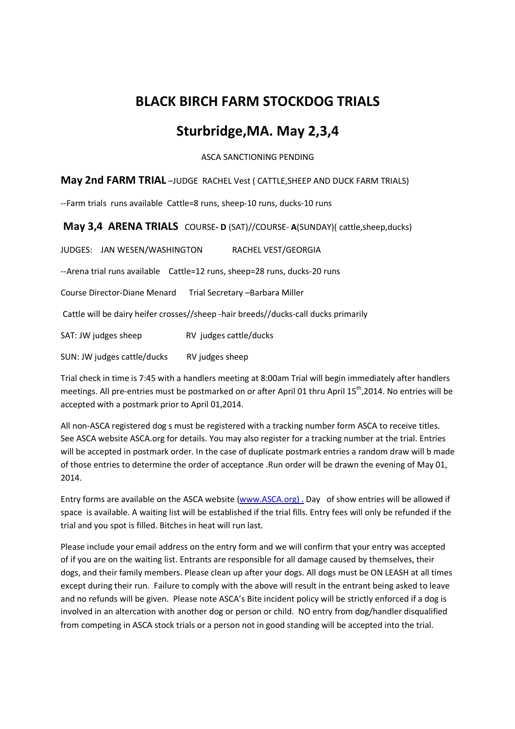# BLACK BIRCH FARM STOCKDOG TRIALS

## Sturbridge,MA. May 2,3,4

ASCA SANCTIONING PENDING

**May 2nd FARM TRIAL** –JUDGE RACHEL Vest ( CATTLE,SHEEP AND DUCK FARM TRIALS)

--Farm trials runs available Cattle=8 runs, sheep-10 runs, ducks-10 runs

**May 3,4 ARENA TRIALS** COURSE- **D** (SAT)//COURSE- **A**(SUNDAY)( cattle,sheep,ducks)

JUDGES: JAN WESEN/WASHINGTON RACHEL VEST/GEORGIA

--Arena trial runs available Cattle=12 runs, sheep=28 runs, ducks-20 runs

Course Director-Diane Menard Trial Secretary –Barbara Miller

Cattle will be dairy heifer crosses//sheep -hair breeds//ducks-call ducks primarily

SAT: JW judges sheep RV judges cattle/ducks

SUN: JW judges cattle/ducks RV judges sheep

Trial check in time is 7:45 with a handlers meeting at 8:00am Trial will begin immediately after handlers meetings. All pre-entries must be postmarked on or after April 01 thru April 15th,2014. No entries will be accepted with a postmark prior to April 01,2014.

All non-ASCA registered dog s must be registered with a tracking number form ASCA to receive titles. See ASCA website ASCA.org for details. You may also register for a tracking number at the trial. Entries will be accepted in postmark order. In the case of duplicate postmark entries a random draw will b made of those entries to determine the order of acceptance .Run order will be drawn the evening of May 01, 2014.

Entry forms are available on the ASCA website ([www.ASCA.org) .](www.ASCA.org) Day of show entries will be allowed if space is available. A waiting list will be established if the trial fills. Entry fees will only be refunded if the trial and you spot is filled. Bitches in heat will run last.

Please include your email address on the entry form and we will confirm that your entry was accepted of if you are on the waiting list. Entrants are responsible for all damage caused by themselves, their dogs, and their family members. Please clean up after your dogs. All dogs must be ON LEASH at all times except during their run. Failure to comply with the above will result in the entrant being asked to leave and no refunds will be given. Please note ASCA's Bite incident policy will be strictly enforced if a dog is involved in an altercation with another dog or person or child. NO entry from dog/handler disqualified from competing in ASCA stock trials or a person not in good standing will be accepted into the trial.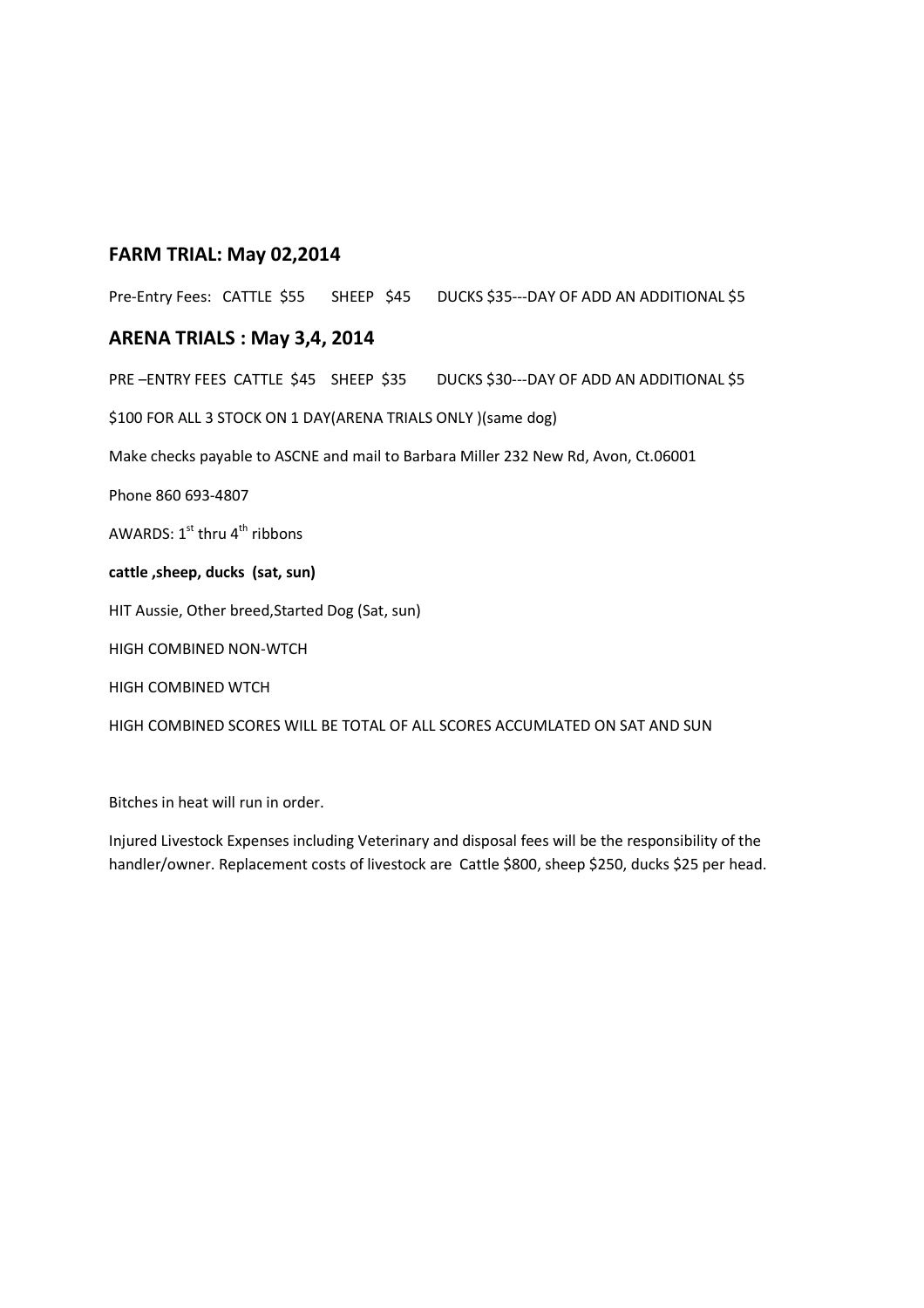## FARM TRIAL: May 02,2014

Pre-Entry Fees: CATTLE $55 SHEEP $45 DUCKS $35---DAY OF ADD AN ADDITIONAL $5

## ARENA TRIALS : May 3,4, 2014

PRE –ENTRY FEES CATTLE $45 SHEEP $35 DUCKS $30---DAY OF ADD AN ADDITIONAL $5

$100 FOR ALL 3 STOCK ON 1 DAY(ARENA TRIALS ONLY )(same dog)

Make checks payable to ASCNE and mail to Barbara Miller 232 New Rd, Avon, Ct.06001

Phone 860 693-4807

AWARDS: 1st thru 4th ribbons

**cattle ,sheep, ducks (sat, sun)**

HIT Aussie, Other breed,Started Dog (Sat, sun)

HIGH COMBINED NON-WTCH

HIGH COMBINED WTCH

HIGH COMBINED SCORES WILL BE TOTAL OF ALL SCORES ACCUMLATED ON SAT AND SUN

Bitches in heat will run in order.

Injured Livestock Expenses including Veterinary and disposal fees will be the responsibility of the handler/owner. Replacement costs of livestock are Cattle $800, sheep $250, ducks $25 per head.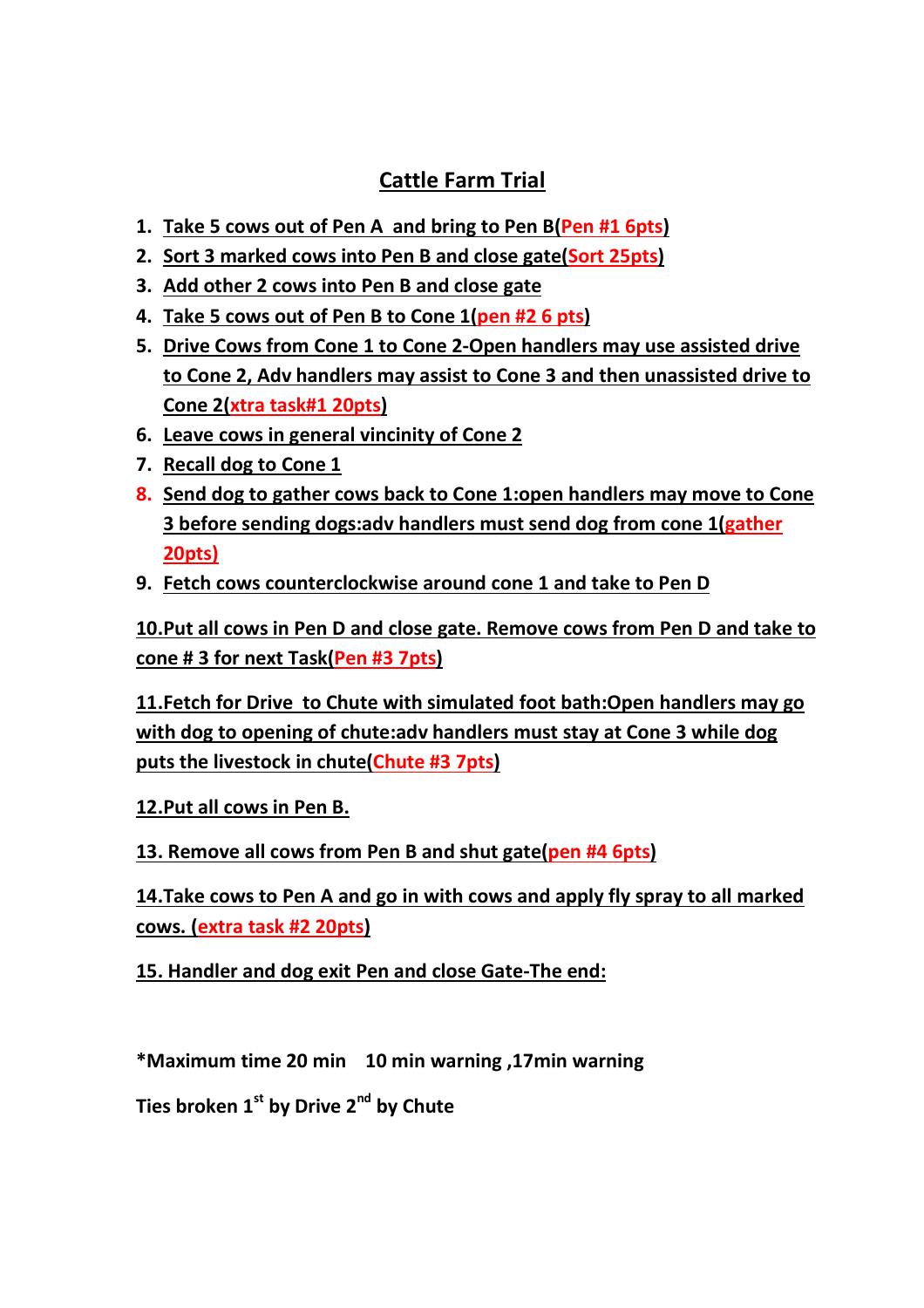# Cattle Farm Trial

1. Take 5 cows out of Pen A  and bring to Pen B(Pen #1 6pts)
2. Sort 3 marked cows into Pen B and close gate(Sort 25pts)
3. Add other 2 cows into Pen B and close gate
4. Take 5 cows out of Pen B to Cone 1(pen #2 6 pts)
5. Drive Cows from Cone 1 to Cone 2-Open handlers may use assisted drive to Cone 2, Adv handlers may assist to Cone 3 and then unassisted drive to Cone 2(xtra task#1 20pts)
6. Leave cows in general vincinity of Cone 2
7. Recall dog to Cone 1
8. Send dog to gather cows back to Cone 1:open handlers may move to Cone 3 before sending dogs:adv handlers must send dog from cone 1(gather 20pts)
9. Fetch cows counterclockwise around cone 1 and take to Pen D

10.Put all cows in Pen D and close gate. Remove cows from Pen D and take to cone # 3 for next Task(Pen #3 7pts)

11.Fetch for Drive  to Chute with simulated foot bath:Open handlers may go with dog to opening of chute:adv handlers must stay at Cone 3 while dog puts the livestock in chute(Chute #3 7pts)

12.Put all cows in Pen B.

13. Remove all cows from Pen B and shut gate(pen #4 6pts)

14.Take cows to Pen A and go in with cows and apply fly spray to all marked cows. (extra task #2 20pts)

15. Handler and dog exit Pen and close Gate-The end:

**\*Maximum time 20 min    10 min warning ,17min warning**

**Ties broken 1st by Drive 2nd by Chute**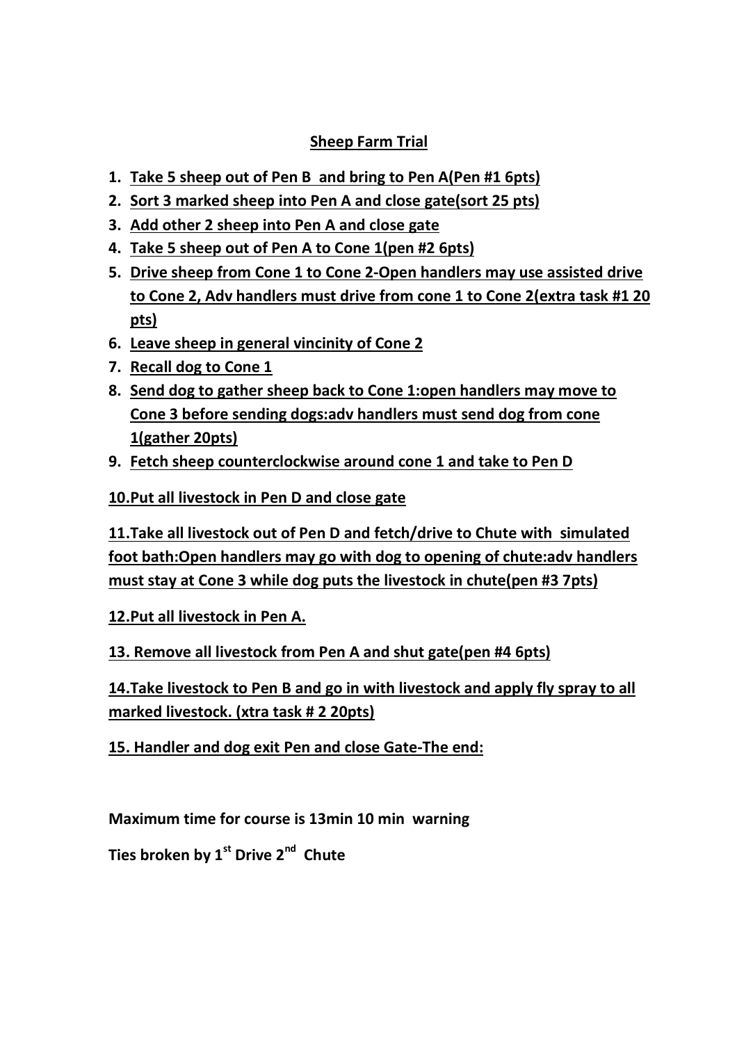# Sheep Farm Trial

1. **Take 5 sheep out of Pen B and bring to Pen A(Pen #1 6pts)**
2. **Sort 3 marked sheep into Pen A and close gate(sort 25 pts)**
3. **Add other 2 sheep into Pen A and close gate**
4. **Take 5 sheep out of Pen A to Cone 1(pen #2 6pts)**
5. **Drive sheep from Cone 1 to Cone 2-Open handlers may use assisted drive to Cone 2, Adv handlers must drive from cone 1 to Cone 2(extra task #1 20 pts)**
6. **Leave sheep in general vincinity of Cone 2**
7. **Recall dog to Cone 1**
8. **Send dog to gather sheep back to Cone 1:open handlers may move to Cone 3 before sending dogs:adv handlers must send dog from cone 1(gather 20pts)**
9. **Fetch sheep counterclockwise around cone 1 and take to Pen D**

**10.Put all livestock in Pen D and close gate**

**11.Take all livestock out of Pen D and fetch/drive to Chute with simulated foot bath:Open handlers may go with dog to opening of chute:adv handlers must stay at Cone 3 while dog puts the livestock in chute(pen #3 7pts)**

**12.Put all livestock in Pen A.**

**13. Remove all livestock from Pen A and shut gate(pen #4 6pts)**

**14.Take livestock to Pen B and go in with livestock and apply fly spray to all marked livestock. (xtra task # 2 20pts)**

**15. Handler and dog exit Pen and close Gate-The end:**

**Maximum time for course is 13min 10 min warning**

**Ties broken by 1st Drive 2nd Chute**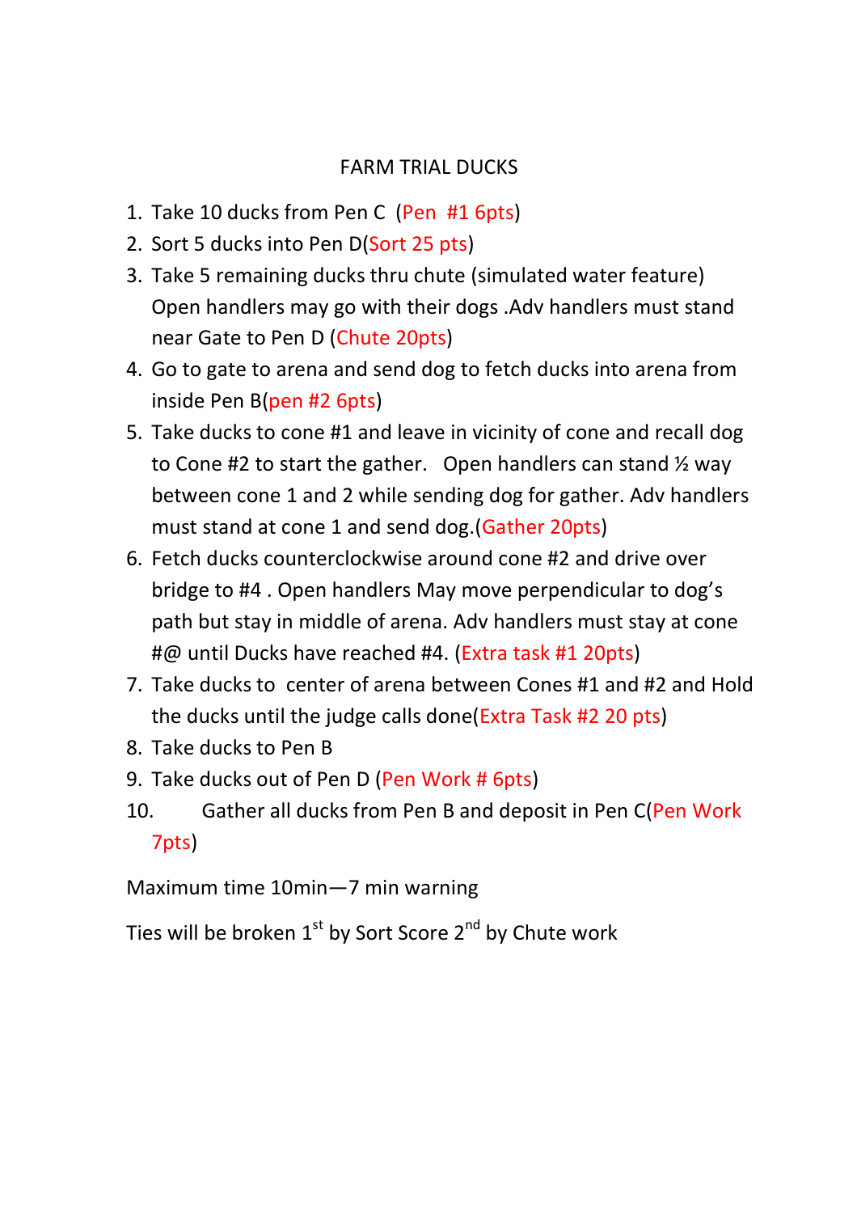# FARM TRIAL DUCKS

1. Take 10 ducks from Pen C (Pen #1 6pts)
2. Sort 5 ducks into Pen D(Sort 25 pts)
3. Take 5 remaining ducks thru chute (simulated water feature) Open handlers may go with their dogs .Adv handlers must stand near Gate to Pen D (Chute 20pts)
4. Go to gate to arena and send dog to fetch ducks into arena from inside Pen B(pen #2 6pts)
5. Take ducks to cone #1 and leave in vicinity of cone and recall dog to Cone #2 to start the gather. Open handlers can stand ½ way between cone 1 and 2 while sending dog for gather. Adv handlers must stand at cone 1 and send dog.(Gather 20pts)
6. Fetch ducks counterclockwise around cone #2 and drive over bridge to #4 . Open handlers May move perpendicular to dog's path but stay in middle of arena. Adv handlers must stay at cone #@ until Ducks have reached #4. (Extra task #1 20pts)
7. Take ducks to center of arena between Cones #1 and #2 and Hold the ducks until the judge calls done(Extra Task #2 20 pts)
8. Take ducks to Pen B
9. Take ducks out of Pen D (Pen Work # 6pts)
10. Gather all ducks from Pen B and deposit in Pen C(Pen Work 7pts)

Maximum time 10min—7 min warning

Ties will be broken 1st by Sort Score 2nd by Chute work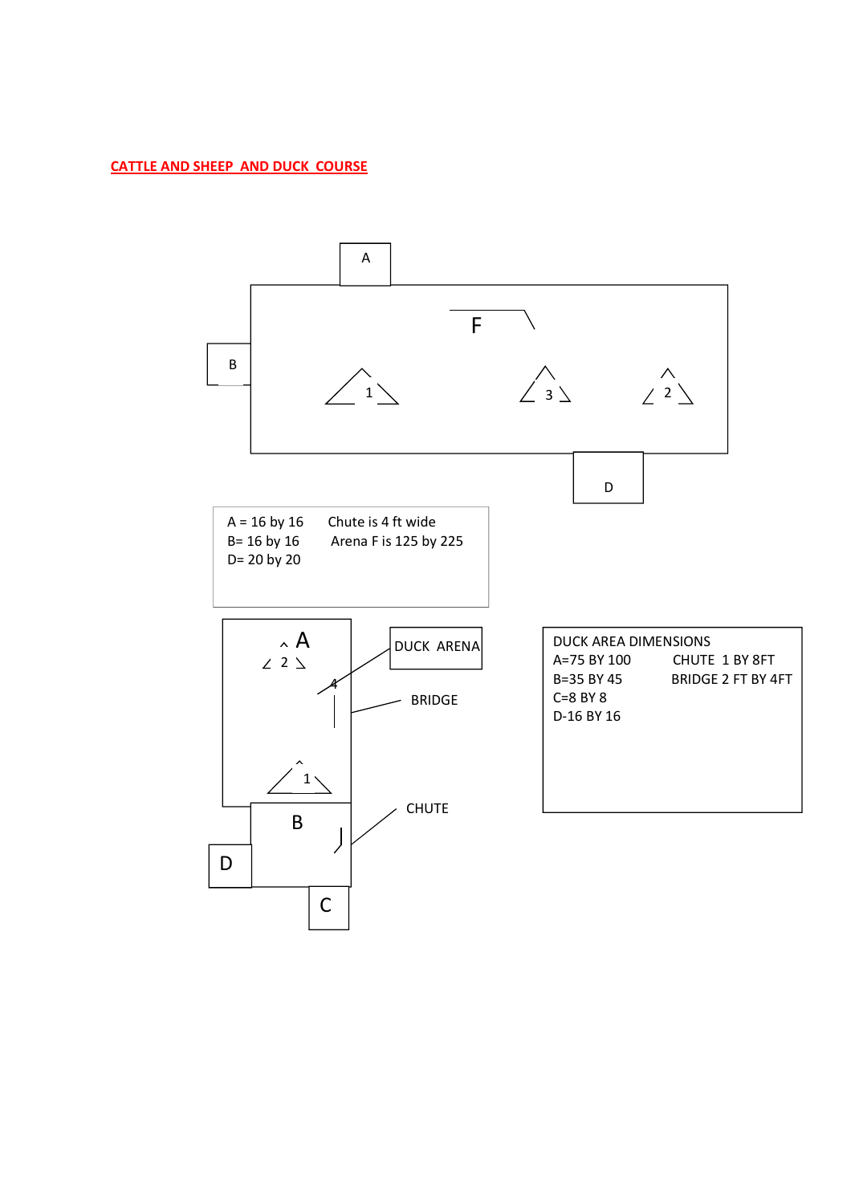**CATTLE AND SHEEP AND DUCK COURSE**

A

F

B

1

3

2

D

A = 16 by 16
B= 16 by 16
D= 20 by 20

Chute is 4 ft wide
Arena F is 125 by 225

A

2

DUCK ARENA

4

BRIDGE

1

B

CHUTE

D

C

DUCK AREA DIMENSIONS
A=75 BY 100
B=35 BY 45
C=8 BY 8
D-16 BY 16

CHUTE 1 BY 8FT
BRIDGE 2 FT BY 4FT